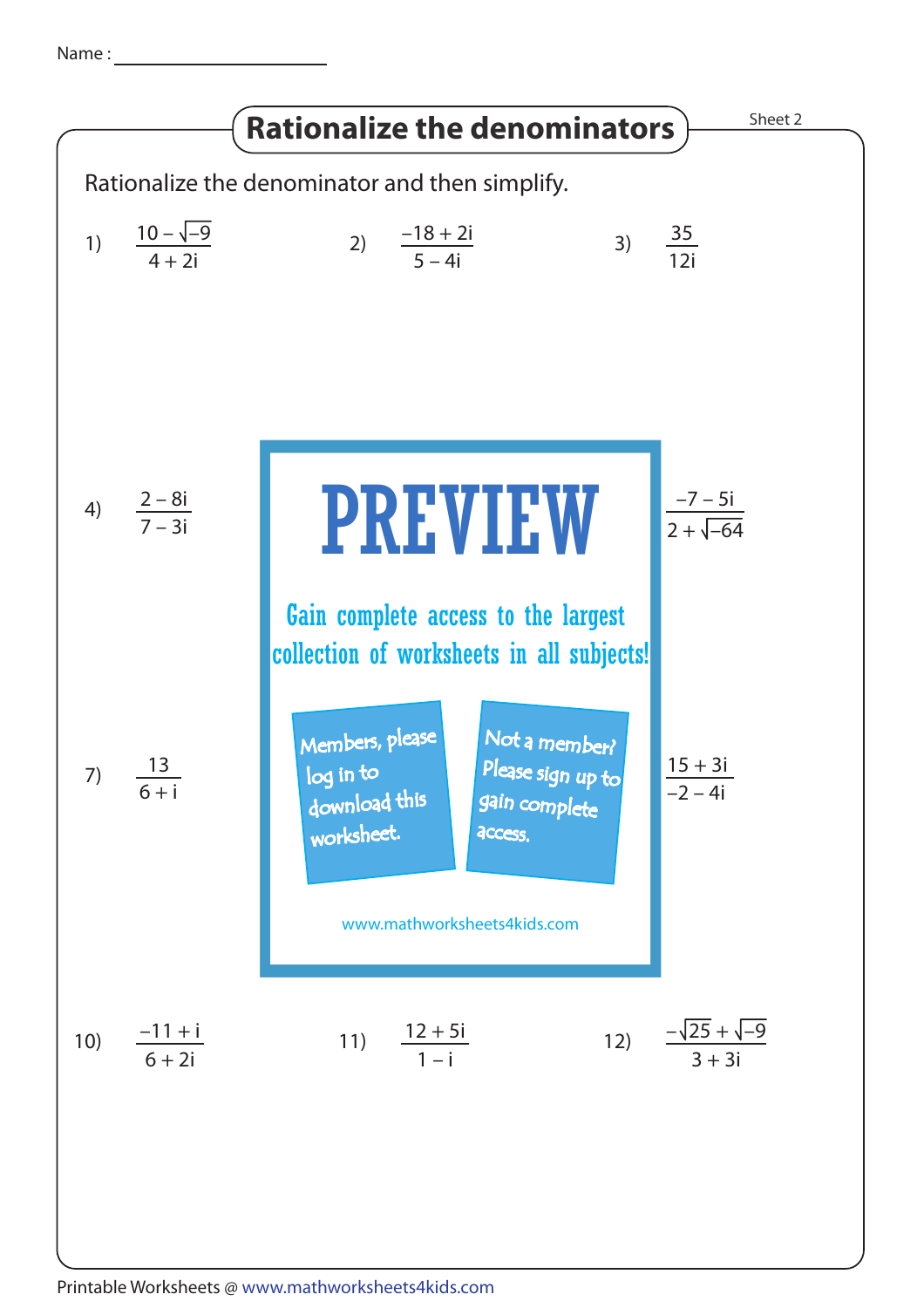Name : ____________________

# Rationalize the denominators

Sheet 2

Rationalize the denominator and then simplify.

1) $\dfrac{10 - \sqrt{-9}}{4 + 2i}$

2) $\dfrac{-18 + 2i}{5 - 4i}$

3) $\dfrac{35}{12i}$

4) $\dfrac{2 - 8i}{7 - 3i}$

**PREVIEW**

Gain complete access to the largest collection of worksheets in all subjects!

Members, please log in to download this worksheet.

Not a member? Please sign up to gain complete access.

www.mathworksheets4kids.com

$\dfrac{-7 - 5i}{2 + \sqrt{-64}}$

7) $\dfrac{13}{6 + i}$

$\dfrac{15 + 3i}{-2 - 4i}$

10) $\dfrac{-11 + i}{6 + 2i}$

11) $\dfrac{12 + 5i}{1 - i}$

12) $\dfrac{-\sqrt{25} + \sqrt{-9}}{3 + 3i}$

Printable Worksheets @ www.mathworksheets4kids.com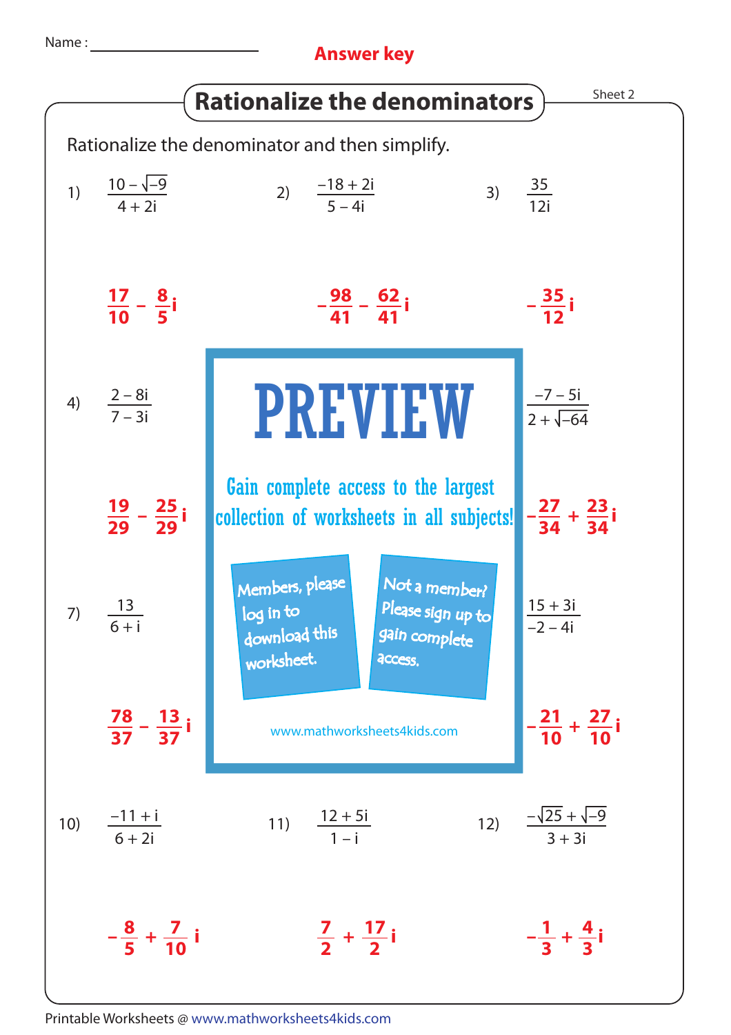Name : ____________________

**Answer key**

# Rationalize the denominators

Sheet 2

Rationalize the denominator and then simplify.

1) $\dfrac{10 - \sqrt{-9}}{4 + 2i}$

$\dfrac{17}{10} - \dfrac{8}{5}i$

2) $\dfrac{-18 + 2i}{5 - 4i}$

$-\dfrac{98}{41} - \dfrac{62}{41}i$

3) $\dfrac{35}{12i}$

$-\dfrac{35}{12}i$

4) $\dfrac{2 - 8i}{7 - 3i}$

$\dfrac{19}{29} - \dfrac{25}{29}i$

PREVIEW

Gain complete access to the largest collection of worksheets in all subjects!

Members, please log in to download this worksheet.

Not a member? Please sign up to gain complete access.

www.mathworksheets4kids.com

$\dfrac{-7 - 5i}{2 + \sqrt{-64}}$

$-\dfrac{27}{34} + \dfrac{23}{34}i$

7) $\dfrac{13}{6 + i}$

$\dfrac{78}{37} - \dfrac{13}{37}i$

$\dfrac{15 + 3i}{-2 - 4i}$

$-\dfrac{21}{10} + \dfrac{27}{10}i$

10) $\dfrac{-11 + i}{6 + 2i}$

$-\dfrac{8}{5} + \dfrac{7}{10}i$

11) $\dfrac{12 + 5i}{1 - i}$

$\dfrac{7}{2} + \dfrac{17}{2}i$

12) $\dfrac{-\sqrt{25} + \sqrt{-9}}{3 + 3i}$

$-\dfrac{1}{3} + \dfrac{4}{3}i$

Printable Worksheets @ www.mathworksheets4kids.com